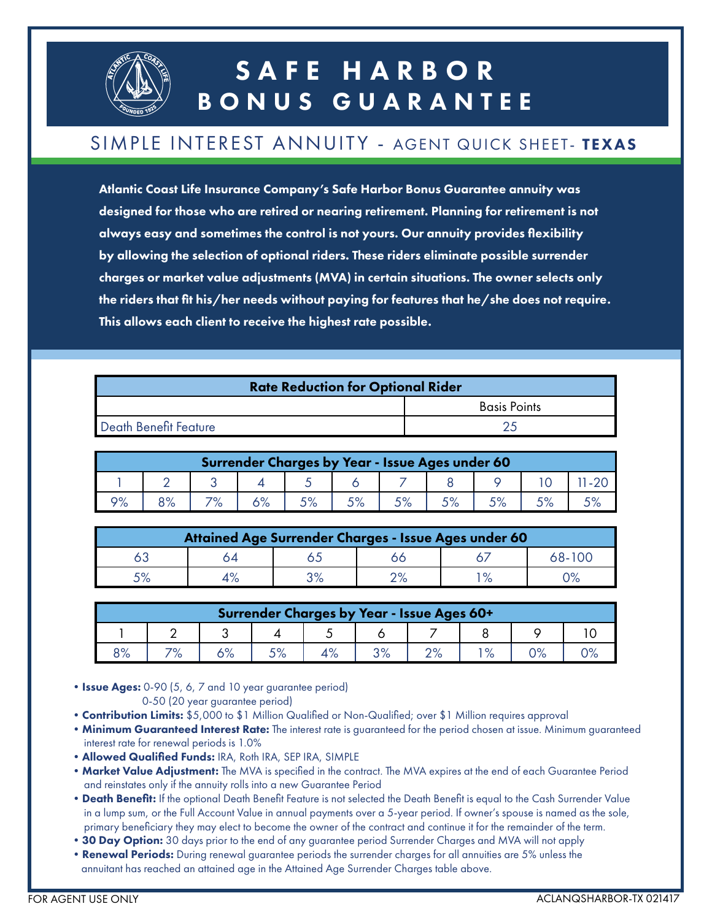# SAFE HARBOR BONUS GUARANTEE

## SIMPLE INTEREST ANNUITY - AGENT QUICK SHEET- **TEXAS**

**Atlantic Coast Life Insurance Company's Safe Harbor Bonus Guarantee annuity was designed for those who are retired or nearing retirement. Planning for retirement is not always easy and sometimes the control is not yours. Our annuity provides flexibility by allowing the selection of optional riders. These riders eliminate possible surrender charges or market value adjustments (MVA) in certain situations. The owner selects only the riders that fit his/her needs without paying for features that he/she does not require. This allows each client to receive the highest rate possible.**

| Rate Reduction for Optional Rider | |
|---|---|
| | Basis Points |
| Death Benefit Feature | 25 |

| Surrender Charges by Year - Issue Ages under 60 | | | | | | | | | | |
|---|---|---|---|---|---|---|---|---|---|---|
| 1 | 2 | 3 | 4 | 5 | 6 | 7 | 8 | 9 | 10 | 11-20 |
| 9% | 8% | 7% | 6% | 5% | 5% | 5% | 5% | 5% | 5% | 5% |

| Attained Age Surrender Charges - Issue Ages under 60 | | | | | |
|---|---|---|---|---|---|
| 63 | 64 | 65 | 66 | 67 | 68-100 |
| 5% | 4% | 3% | 2% | 1% | 0% |

| Surrender Charges by Year - Issue Ages 60+ | | | | | | | | | |
|---|---|---|---|---|---|---|---|---|---|
| 1 | 2 | 3 | 4 | 5 | 6 | 7 | 8 | 9 | 10 |
| 8% | 7% | 6% | 5% | 4% | 3% | 2% | 1% | 0% | 0% |

- **Issue Ages:** 0-90 (5, 6, 7 and 10 year guarantee period)
  0-50 (20 year guarantee period)
- **Contribution Limits:** $5,000 to $1 Million Qualified or Non-Qualified; over $1 Million requires approval
- **Minimum Guaranteed Interest Rate:** The interest rate is guaranteed for the period chosen at issue. Minimum guaranteed interest rate for renewal periods is 1.0%
- **Allowed Qualified Funds:** IRA, Roth IRA, SEP IRA, SIMPLE
- **Market Value Adjustment:** The MVA is specified in the contract. The MVA expires at the end of each Guarantee Period and reinstates only if the annuity rolls into a new Guarantee Period
- **Death Benefit:** If the optional Death Benefit Feature is not selected the Death Benefit is equal to the Cash Surrender Value in a lump sum, or the Full Account Value in annual payments over a 5-year period. If owner's spouse is named as the sole, primary beneficiary they may elect to become the owner of the contract and continue it for the remainder of the term.
- **30 Day Option:** 30 days prior to the end of any guarantee period Surrender Charges and MVA will not apply
- **Renewal Periods:** During renewal guarantee periods the surrender charges for all annuities are 5% unless the annuitant has reached an attained age in the Attained Age Surrender Charges table above.

FOR AGENT USE ONLY

ACLANQSHARBOR-TX 021417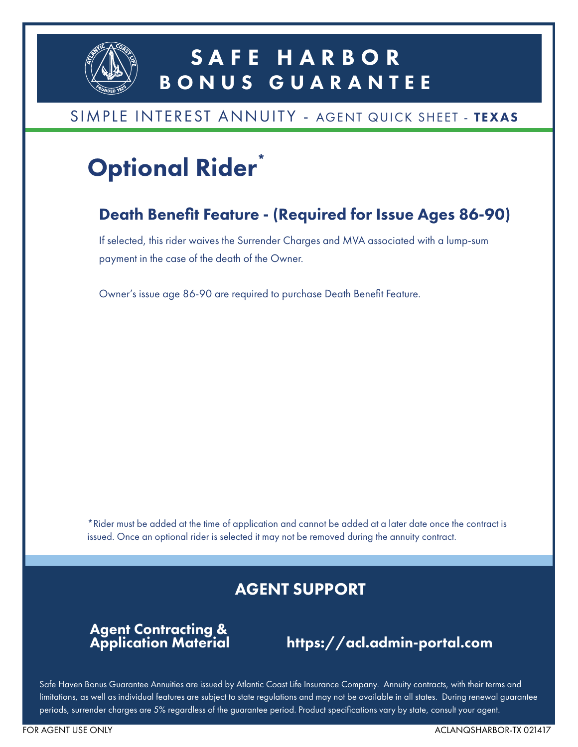# SAFE HARBOR BONUS GUARANTEE

SIMPLE INTEREST ANNUITY - AGENT QUICK SHEET - **TEXAS**

## Optional Rider*

### Death Benefit Feature - (Required for Issue Ages 86-90)

If selected, this rider waives the Surrender Charges and MVA associated with a lump-sum payment in the case of the death of the Owner.

Owner's issue age 86-90 are required to purchase Death Benefit Feature.

*Rider must be added at the time of application and cannot be added at a later date once the contract is issued. Once an optional rider is selected it may not be removed during the annuity contract.

## AGENT SUPPORT

**Agent Contracting & Application Material** **https://acl.admin-portal.com**

Safe Haven Bonus Guarantee Annuities are issued by Atlantic Coast Life Insurance Company. Annuity contracts, with their terms and limitations, as well as individual features are subject to state regulations and may not be available in all states. During renewal guarantee periods, surrender charges are 5% regardless of the guarantee period. Product specifications vary by state, consult your agent.

FOR AGENT USE ONLY

ACLANQSHARBOR-TX 021417